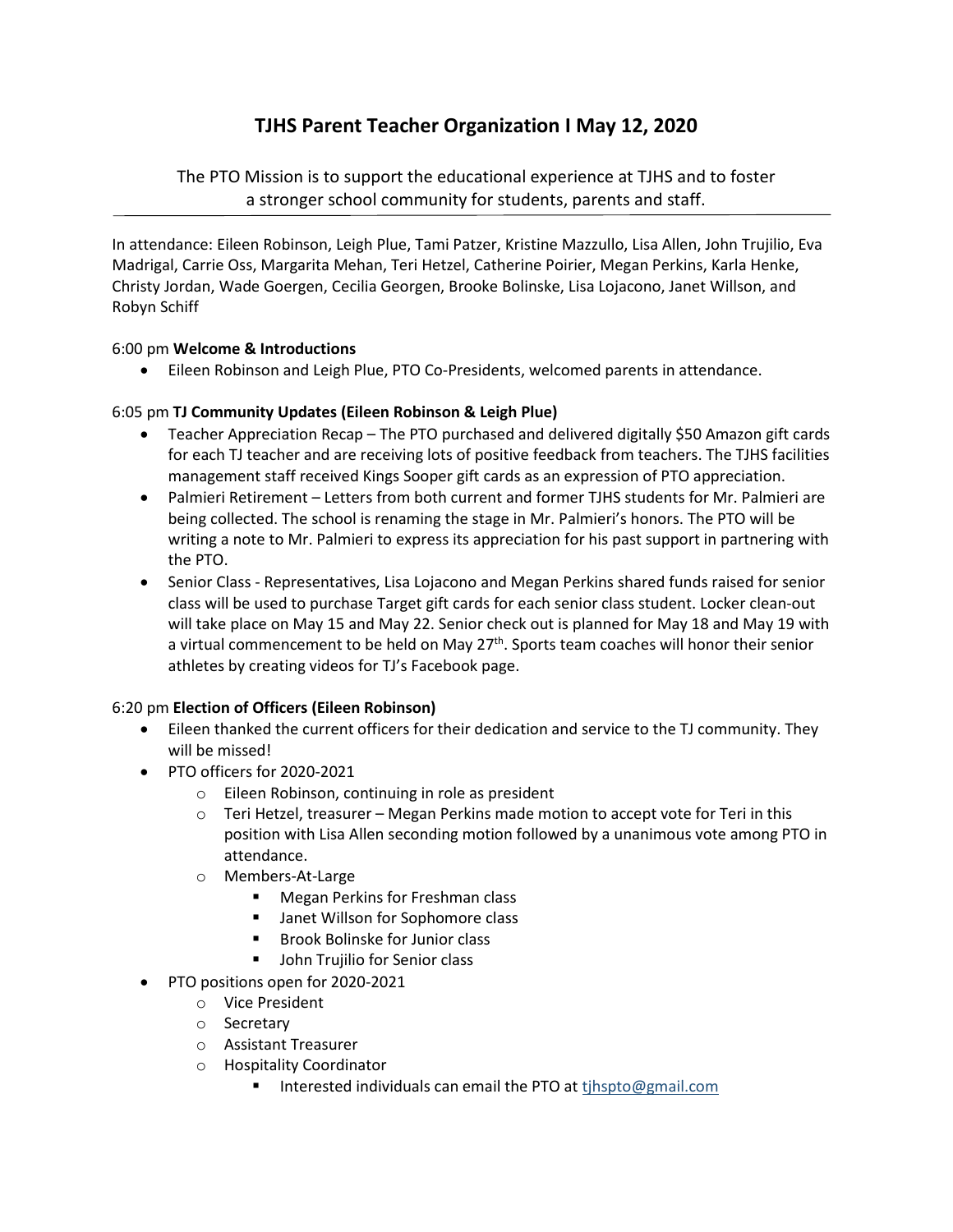# TJHS Parent Teacher Organization I May 12, 2020

The PTO Mission is to support the educational experience at TJHS and to foster a stronger school community for students, parents and staff.

---

In attendance: Eileen Robinson, Leigh Plue, Tami Patzer, Kristine Mazzullo, Lisa Allen, John Trujilio, Eva Madrigal, Carrie Oss, Margarita Mehan, Teri Hetzel, Catherine Poirier, Megan Perkins, Karla Henke, Christy Jordan, Wade Goergen, Cecilia Georgen, Brooke Bolinske, Lisa Lojacono, Janet Willson, and Robyn Schiff

6:00 pm **Welcome & Introductions**

- Eileen Robinson and Leigh Plue, PTO Co-Presidents, welcomed parents in attendance.

6:05 pm **TJ Community Updates (Eileen Robinson & Leigh Plue)**

- Teacher Appreciation Recap – The PTO purchased and delivered digitally $50 Amazon gift cards for each TJ teacher and are receiving lots of positive feedback from teachers. The TJHS facilities management staff received Kings Sooper gift cards as an expression of PTO appreciation.
- Palmieri Retirement – Letters from both current and former TJHS students for Mr. Palmieri are being collected. The school is renaming the stage in Mr. Palmieri's honors. The PTO will be writing a note to Mr. Palmieri to express its appreciation for his past support in partnering with the PTO.
- Senior Class - Representatives, Lisa Lojacono and Megan Perkins shared funds raised for senior class will be used to purchase Target gift cards for each senior class student. Locker clean-out will take place on May 15 and May 22. Senior check out is planned for May 18 and May 19 with a virtual commencement to be held on May 27th. Sports team coaches will honor their senior athletes by creating videos for TJ's Facebook page.

6:20 pm **Election of Officers (Eileen Robinson)**

- Eileen thanked the current officers for their dedication and service to the TJ community. They will be missed!
- PTO officers for 2020-2021
    - Eileen Robinson, continuing in role as president
    - Teri Hetzel, treasurer – Megan Perkins made motion to accept vote for Teri in this position with Lisa Allen seconding motion followed by a unanimous vote among PTO in attendance.
    - Members-At-Large
        - Megan Perkins for Freshman class
        - Janet Willson for Sophomore class
        - Brook Bolinske for Junior class
        - John Trujilio for Senior class
- PTO positions open for 2020-2021
    - Vice President
    - Secretary
    - Assistant Treasurer
    - Hospitality Coordinator
        - Interested individuals can email the PTO at [tjhspto@gmail.com](mailto:tjhspto@gmail.com)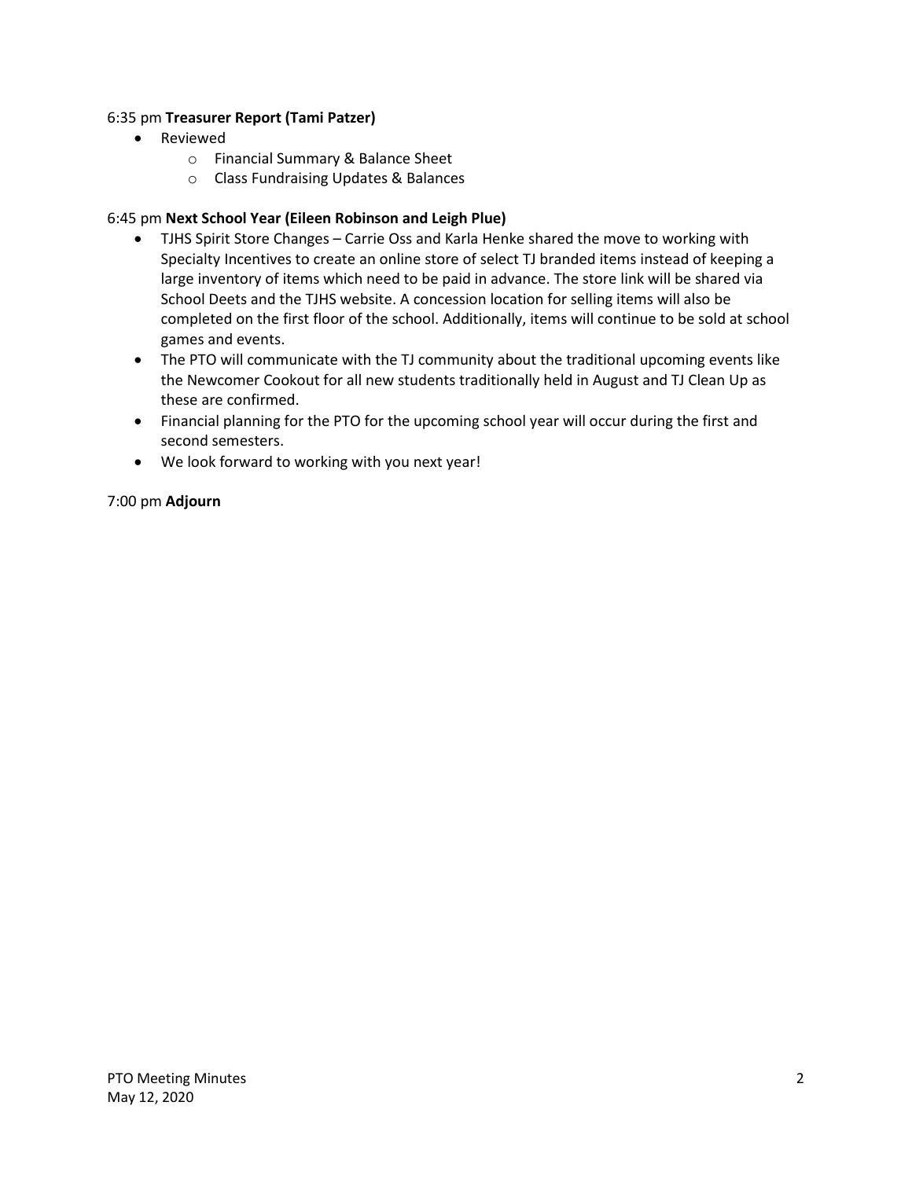6:35 pm **Treasurer Report (Tami Patzer)**

- Reviewed
  - Financial Summary & Balance Sheet
  - Class Fundraising Updates & Balances

6:45 pm **Next School Year (Eileen Robinson and Leigh Plue)**

- TJHS Spirit Store Changes – Carrie Oss and Karla Henke shared the move to working with Specialty Incentives to create an online store of select TJ branded items instead of keeping a large inventory of items which need to be paid in advance. The store link will be shared via School Deets and the TJHS website. A concession location for selling items will also be completed on the first floor of the school. Additionally, items will continue to be sold at school games and events.
- The PTO will communicate with the TJ community about the traditional upcoming events like the Newcomer Cookout for all new students traditionally held in August and TJ Clean Up as these are confirmed.
- Financial planning for the PTO for the upcoming school year will occur during the first and second semesters.
- We look forward to working with you next year!

7:00 pm **Adjourn**